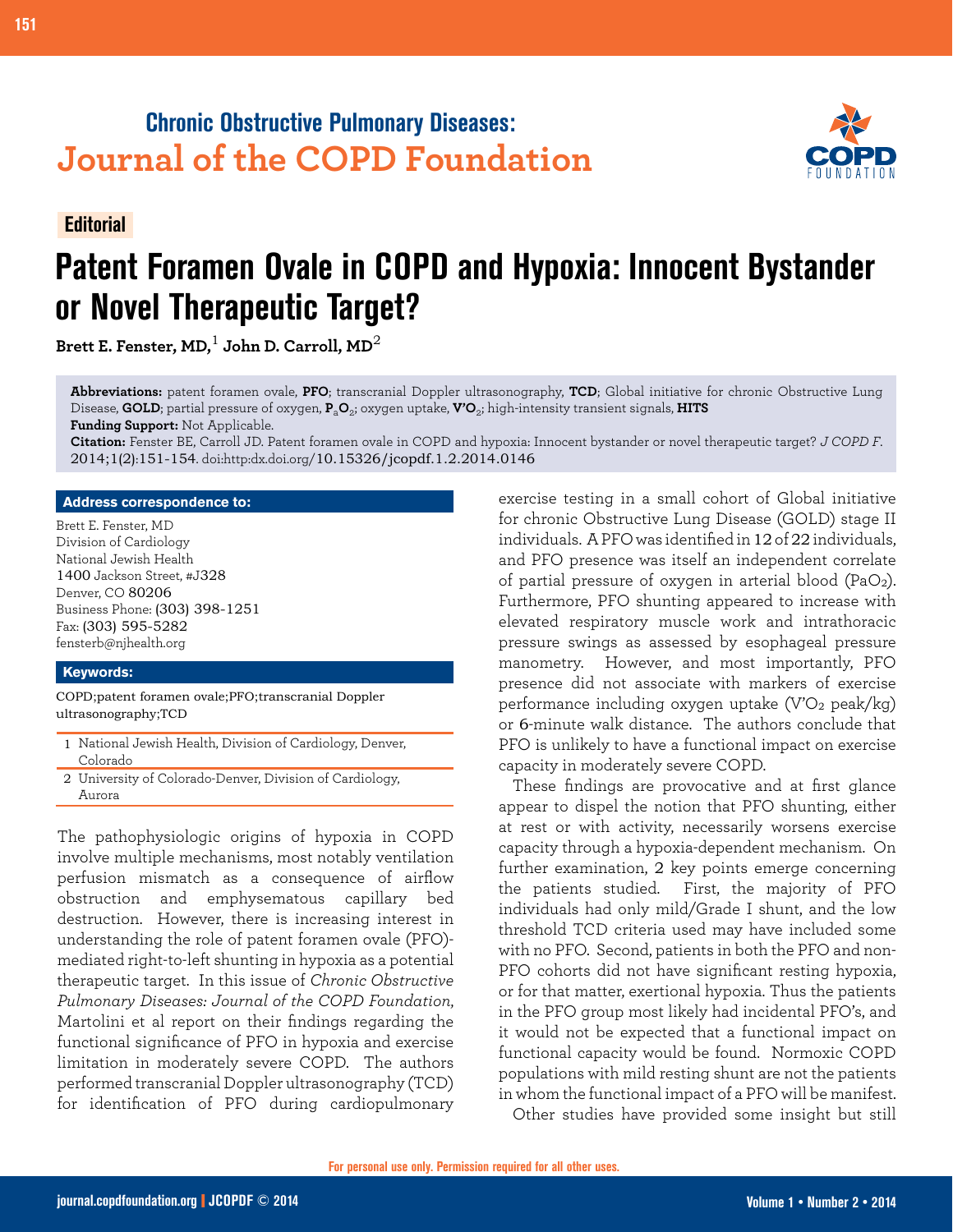Chronic Obstructive Pulmonary Diseases:
Journal of the COPD Foundation

**Editorial**

# Patent Foramen Ovale in COPD and Hypoxia: Innocent Bystander or Novel Therapeutic Target?

**Brett E. Fenster, MD,[1] John D. Carroll, MD[2]**

**Abbreviations:** patent foramen ovale, **PFO**; transcranial Doppler ultrasonography, **TCD**; Global initiative for chronic Obstructive Lung Disease, **GOLD**; partial pressure of oxygen, **$P_aO_2$**; oxygen uptake, **$V'O_2$**; high-intensity transient signals, **HITS**
**Funding Support:** Not Applicable.
**Citation:** Fenster BE, Carroll JD. Patent foramen ovale in COPD and hypoxia: Innocent bystander or novel therapeutic target? *J COPD F*. 2014;1(2):151-154. doi:http:dx.doi.org/10.15326/jcopdf.1.2.2014.0146

**Address correspondence to:**

Brett E. Fenster, MD
Division of Cardiology
National Jewish Health
1400 Jackson Street, #J328
Denver, CO 80206
Business Phone: (303) 398-1251
Fax: (303) 595-5282
fensterb@njhealth.org

**Keywords:**

COPD;patent foramen ovale;PFO;transcranial Doppler ultrasonography;TCD

1 National Jewish Health, Division of Cardiology, Denver, Colorado
2 University of Colorado-Denver, Division of Cardiology, Aurora

The pathophysiologic origins of hypoxia in COPD involve multiple mechanisms, most notably ventilation perfusion mismatch as a consequence of airflow obstruction and emphysematous capillary bed destruction. However, there is increasing interest in understanding the role of patent foramen ovale (PFO)-mediated right-to-left shunting in hypoxia as a potential therapeutic target. In this issue of *Chronic Obstructive Pulmonary Diseases: Journal of the COPD Foundation*, Martolini et al report on their findings regarding the functional significance of PFO in hypoxia and exercise limitation in moderately severe COPD. The authors performed transcranial Doppler ultrasonography (TCD) for identification of PFO during cardiopulmonary exercise testing in a small cohort of Global initiative for chronic Obstructive Lung Disease (GOLD) stage II individuals. A PFO was identified in 12 of 22 individuals, and PFO presence was itself an independent correlate of partial pressure of oxygen in arterial blood ($PaO_2$). Furthermore, PFO shunting appeared to increase with elevated respiratory muscle work and intrathoracic pressure swings as assessed by esophageal pressure manometry. However, and most importantly, PFO presence did not associate with markers of exercise performance including oxygen uptake ($V'O_2$ peak/kg) or 6-minute walk distance. The authors conclude that PFO is unlikely to have a functional impact on exercise capacity in moderately severe COPD.

These findings are provocative and at first glance appear to dispel the notion that PFO shunting, either at rest or with activity, necessarily worsens exercise capacity through a hypoxia-dependent mechanism. On further examination, 2 key points emerge concerning the patients studied. First, the majority of PFO individuals had only mild/Grade I shunt, and the low threshold TCD criteria used may have included some with no PFO. Second, patients in both the PFO and non-PFO cohorts did not have significant resting hypoxia, or for that matter, exertional hypoxia. Thus the patients in the PFO group most likely had incidental PFO's, and it would not be expected that a functional impact on functional capacity would be found. Normoxic COPD populations with mild resting shunt are not the patients in whom the functional impact of a PFO will be manifest.

Other studies have provided some insight but still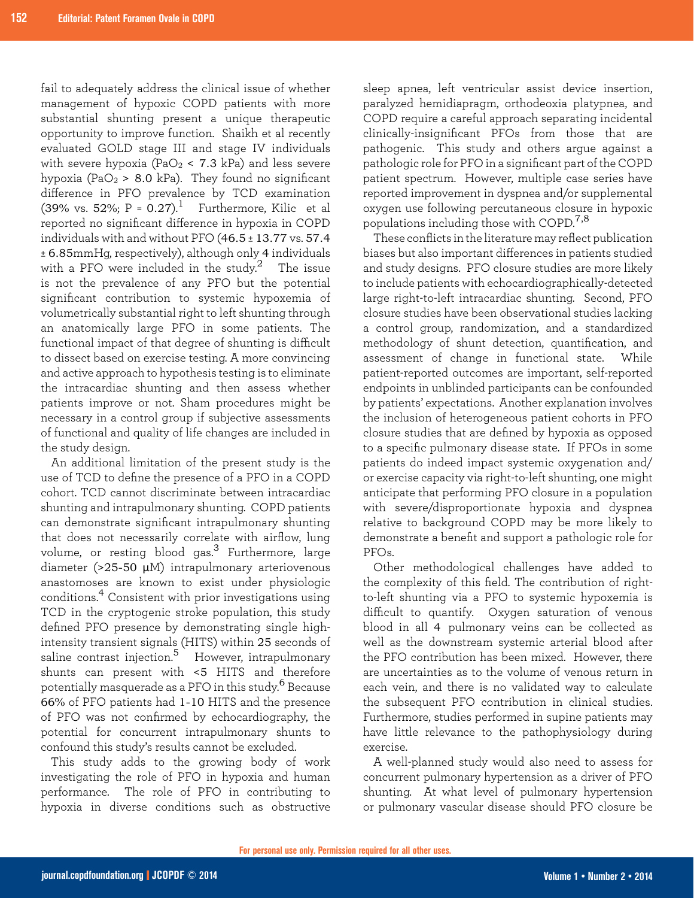fail to adequately address the clinical issue of whether management of hypoxic COPD patients with more substantial shunting present a unique therapeutic opportunity to improve function. Shaikh et al recently evaluated GOLD stage III and stage IV individuals with severe hypoxia ($PaO_2$ < 7.3 kPa) and less severe hypoxia ($PaO_2$ > 8.0 kPa). They found no significant difference in PFO prevalence by TCD examination (39% vs. 52%; P = 0.27).[1] Furthermore, Kilic et al reported no significant difference in hypoxia in COPD individuals with and without PFO (46.5 ± 13.77 vs. 57.4 ± 6.85mmHg, respectively), although only 4 individuals with a PFO were included in the study.[2] The issue is not the prevalence of any PFO but the potential significant contribution to systemic hypoxemia of volumetrically substantial right to left shunting through an anatomically large PFO in some patients. The functional impact of that degree of shunting is difficult to dissect based on exercise testing. A more convincing and active approach to hypothesis testing is to eliminate the intracardiac shunting and then assess whether patients improve or not. Sham procedures might be necessary in a control group if subjective assessments of functional and quality of life changes are included in the study design.

An additional limitation of the present study is the use of TCD to define the presence of a PFO in a COPD cohort. TCD cannot discriminate between intracardiac shunting and intrapulmonary shunting. COPD patients can demonstrate significant intrapulmonary shunting that does not necessarily correlate with airflow, lung volume, or resting blood gas.[3] Furthermore, large diameter (>25-50 μM) intrapulmonary arteriovenous anastomoses are known to exist under physiologic conditions.[4] Consistent with prior investigations using TCD in the cryptogenic stroke population, this study defined PFO presence by demonstrating single high-intensity transient signals (HITS) within 25 seconds of saline contrast injection.[5] However, intrapulmonary shunts can present with <5 HITS and therefore potentially masquerade as a PFO in this study.[6] Because 66% of PFO patients had 1-10 HITS and the presence of PFO was not confirmed by echocardiography, the potential for concurrent intrapulmonary shunts to confound this study's results cannot be excluded.

This study adds to the growing body of work investigating the role of PFO in hypoxia and human performance. The role of PFO in contributing to hypoxia in diverse conditions such as obstructive sleep apnea, left ventricular assist device insertion, paralyzed hemidiaprgm, orthodeoxia platypnea, and COPD require a careful approach separating incidental clinically-insignificant PFOs from those that are pathogenic. This study and others argue against a pathologic role for PFO in a significant part of the COPD patient spectrum. However, multiple case series have reported improvement in dyspnea and/or supplemental oxygen use following percutaneous closure in hypoxic populations including those with COPD.[7,8]

These conflicts in the literature may reflect publication biases but also important differences in patients studied and study designs. PFO closure studies are more likely to include patients with echocardiographically-detected large right-to-left intracardiac shunting. Second, PFO closure studies have been observational studies lacking a control group, randomization, and a standardized methodology of shunt detection, quantification, and assessment of change in functional state. While patient-reported outcomes are important, self-reported endpoints in unblinded participants can be confounded by patients' expectations. Another explanation involves the inclusion of heterogeneous patient cohorts in PFO closure studies that are defined by hypoxia as opposed to a specific pulmonary disease state. If PFOs in some patients do indeed impact systemic oxygenation and/or exercise capacity via right-to-left shunting, one might anticipate that performing PFO closure in a population with severe/disproportionate hypoxia and dyspnea relative to background COPD may be more likely to demonstrate a benefit and support a pathologic role for PFOs.

Other methodological challenges have added to the complexity of this field. The contribution of right-to-left shunting via a PFO to systemic hypoxemia is difficult to quantify. Oxygen saturation of venous blood in all 4 pulmonary veins can be collected as well as the downstream systemic arterial blood after the PFO contribution has been mixed. However, there are uncertainties as to the volume of venous return in each vein, and there is no validated way to calculate the subsequent PFO contribution in clinical studies. Furthermore, studies performed in supine patients may have little relevance to the pathophysiology during exercise.

A well-planned study would also need to assess for concurrent pulmonary hypertension as a driver of PFO shunting. At what level of pulmonary hypertension or pulmonary vascular disease should PFO closure be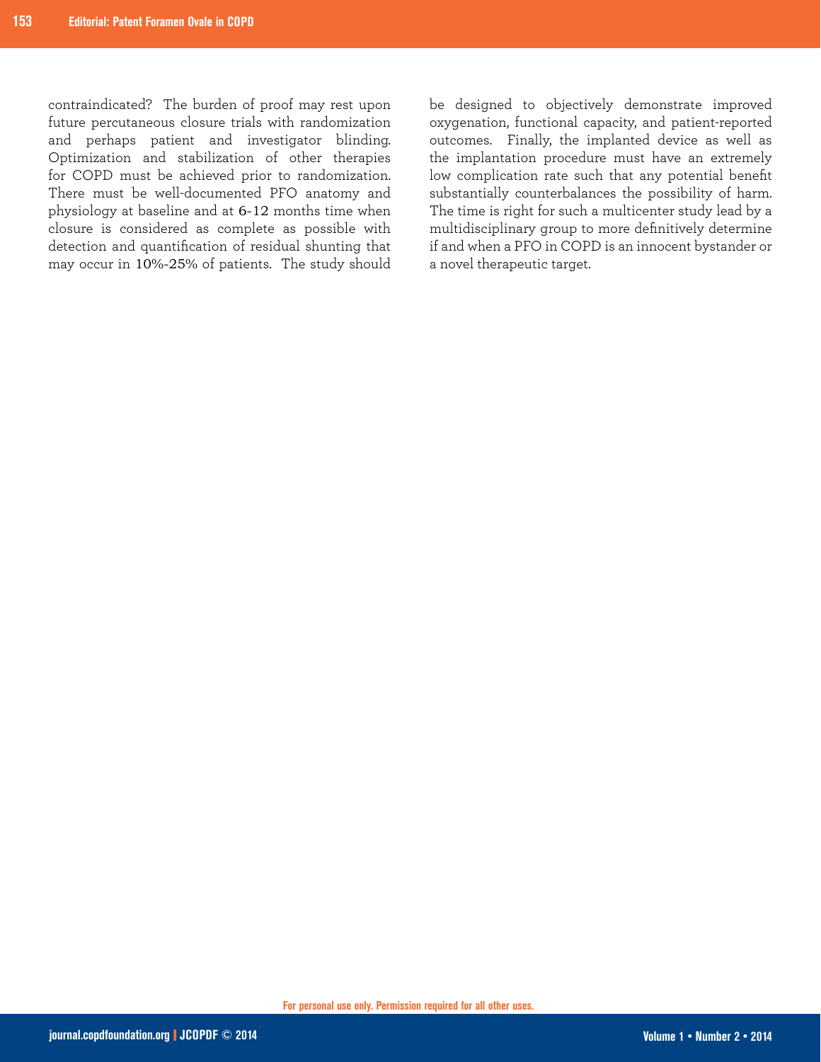contraindicated? The burden of proof may rest upon future percutaneous closure trials with randomization and perhaps patient and investigator blinding. Optimization and stabilization of other therapies for COPD must be achieved prior to randomization. There must be well-documented PFO anatomy and physiology at baseline and at 6-12 months time when closure is considered as complete as possible with detection and quantification of residual shunting that may occur in 10%-25% of patients. The study should be designed to objectively demonstrate improved oxygenation, functional capacity, and patient-reported outcomes. Finally, the implanted device as well as the implantation procedure must have an extremely low complication rate such that any potential benefit substantially counterbalances the possibility of harm. The time is right for such a multicenter study lead by a multidisciplinary group to more definitively determine if and when a PFO in COPD is an innocent bystander or a novel therapeutic target.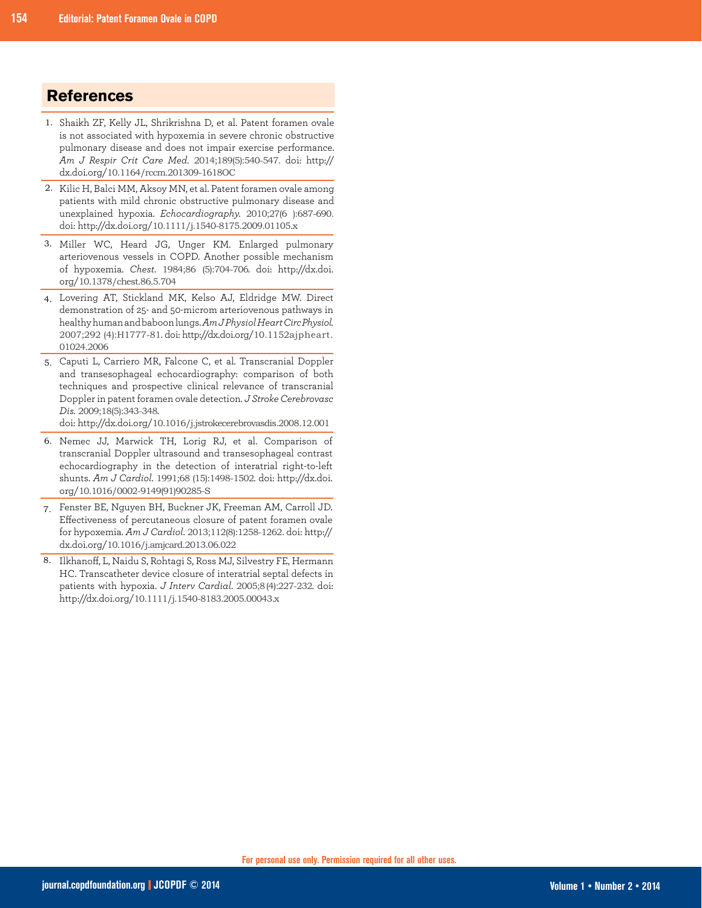## References

1. Shaikh ZF, Kelly JL, Shrikrishna D, et al. Patent foramen ovale is not associated with hypoxemia in severe chronic obstructive pulmonary disease and does not impair exercise performance. *Am J Respir Crit Care Med*. 2014;189(5):540-547. doi: http://dx.doi.org/10.1164/rccm.201309-1618OC
2. Kilic H, Balci MM, Aksoy MN, et al. Patent foramen ovale among patients with mild chronic obstructive pulmonary disease and unexplained hypoxia. *Echocardiography*. 2010;27(6 ):687-690. doi: http://dx.doi.org/10.1111/j.1540-8175.2009.01105.x
3. Miller WC, Heard JG, Unger KM. Enlarged pulmonary arteriovenous vessels in COPD. Another possible mechanism of hypoxemia. *Chest*. 1984;86 (5):704-706. doi: http://dx.doi.org/10.1378/chest.86.5.704
4. Lovering AT, Stickland MK, Kelso AJ, Eldridge MW. Direct demonstration of 25- and 50-microm arteriovenous pathways in healthy human and baboon lungs. *Am J Physiol Heart Circ Physiol*. 2007;292 (4):H1777-81. doi: http://dx.doi.org/10.1152ajpheart.01024.2006
5. Caputi L, Carriero MR, Falcone C, et al. Transcranial Doppler and transesophageal echocardiography: comparison of both techniques and prospective clinical relevance of transcranial Doppler in patent foramen ovale detection. *J Stroke Cerebrovasc Dis*. 2009;18(5):343-348. doi: http://dx.doi.org/10.1016/j.jstrokecerebrovasdis.2008.12.001
6. Nemec JJ, Marwick TH, Lorig RJ, et al. Comparison of transcranial Doppler ultrasound and transesophageal contrast echocardiography in the detection of interatrial right-to-left shunts. *Am J Cardiol*. 1991;68 (15):1498-1502. doi: http://dx.doi.org/10.1016/0002-9149(91)90285-S
7. Fenster BE, Nguyen BH, Buckner JK, Freeman AM, Carroll JD. Effectiveness of percutaneous closure of patent foramen ovale for hypoxemia. *Am J Cardiol*. 2013;112(8):1258-1262. doi: http://dx.doi.org/10.1016/j.amjcard.2013.06.022
8. Ilkhanoff, L, Naidu S, Rohtagi S, Ross MJ, Silvestry FE, Hermann HC. Transcatheter device closure of interatrial septal defects in patients with hypoxia. *J Interv Cardiol*. 2005;8 (4):227-232. doi: http://dx.doi.org/10.1111/j.1540-8183.2005.00043.x